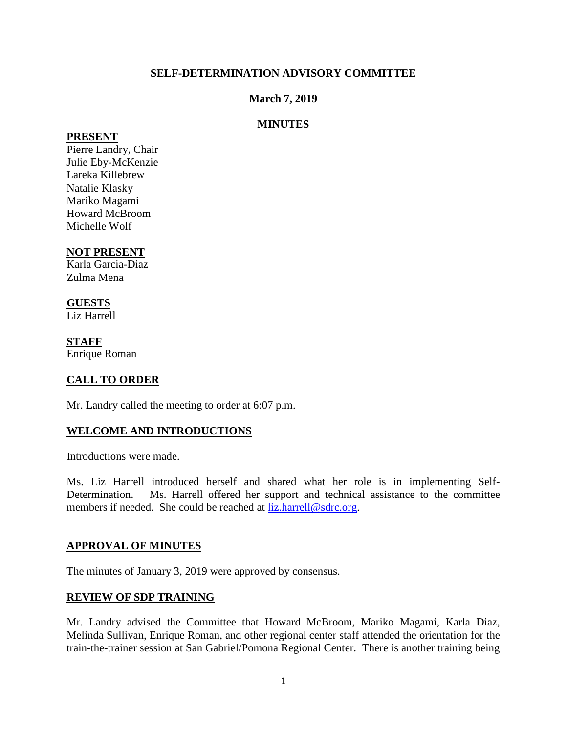**SELF-DETERMINATION ADVISORY COMMITTEE**

**March 7, 2019**

**MINUTES**

**PRESENT**

Pierre Landry, Chair
Julie Eby-McKenzie
Lareka Killebrew
Natalie Klasky
Mariko Magami
Howard McBroom
Michelle Wolf

**NOT PRESENT**

Karla Garcia-Diaz
Zulma Mena

**GUESTS**

Liz Harrell

**STAFF**

Enrique Roman

## CALL TO ORDER

Mr. Landry called the meeting to order at 6:07 p.m.

## WELCOME AND INTRODUCTIONS

Introductions were made.

Ms. Liz Harrell introduced herself and shared what her role is in implementing Self-Determination. Ms. Harrell offered her support and technical assistance to the committee members if needed. She could be reached at liz.harrell@sdrc.org.

## APPROVAL OF MINUTES

The minutes of January 3, 2019 were approved by consensus.

## REVIEW OF SDP TRAINING

Mr. Landry advised the Committee that Howard McBroom, Mariko Magami, Karla Diaz, Melinda Sullivan, Enrique Roman, and other regional center staff attended the orientation for the train-the-trainer session at San Gabriel/Pomona Regional Center. There is another training being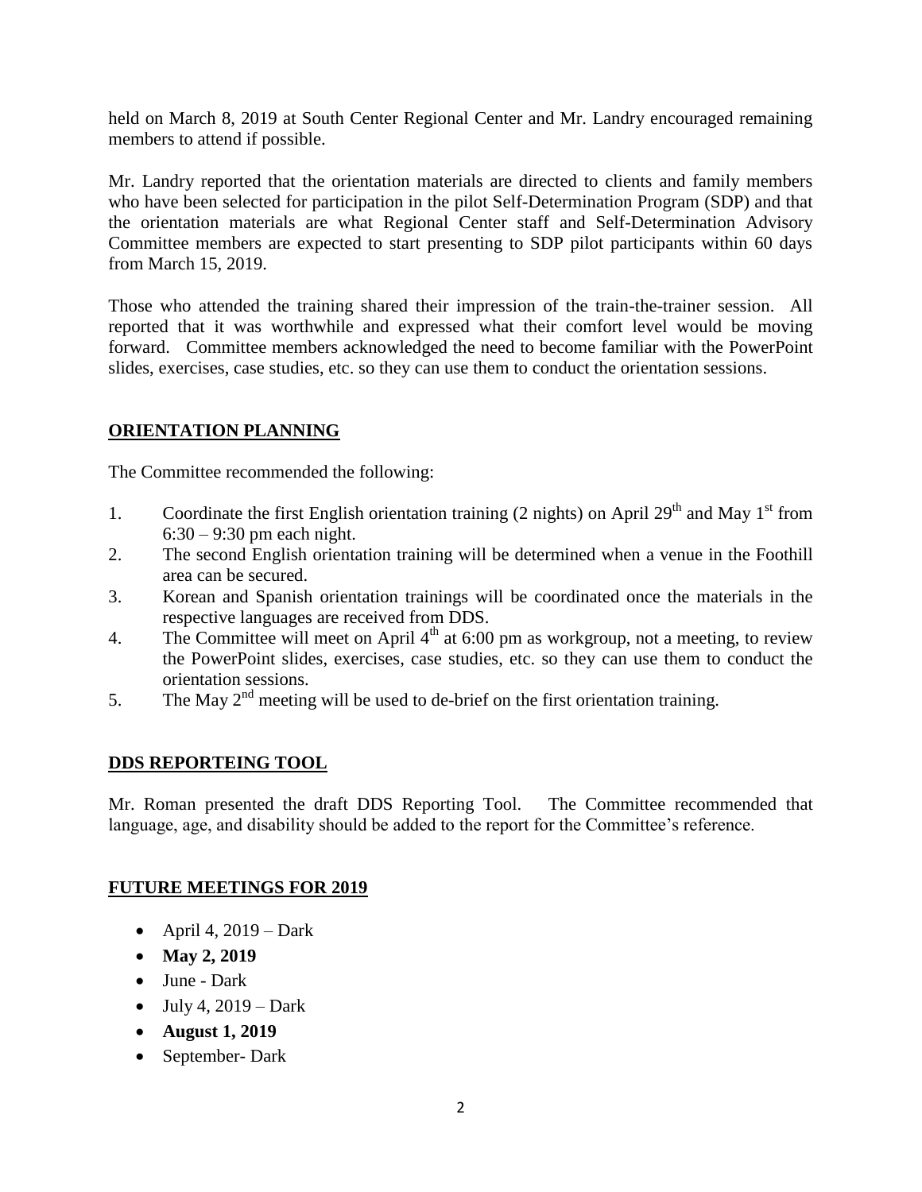held on March 8, 2019 at South Center Regional Center and Mr. Landry encouraged remaining members to attend if possible.

Mr. Landry reported that the orientation materials are directed to clients and family members who have been selected for participation in the pilot Self-Determination Program (SDP) and that the orientation materials are what Regional Center staff and Self-Determination Advisory Committee members are expected to start presenting to SDP pilot participants within 60 days from March 15, 2019.

Those who attended the training shared their impression of the train-the-trainer session. All reported that it was worthwhile and expressed what their comfort level would be moving forward. Committee members acknowledged the need to become familiar with the PowerPoint slides, exercises, case studies, etc. so they can use them to conduct the orientation sessions.

## **ORIENTATION PLANNING**

The Committee recommended the following:

1. Coordinate the first English orientation training (2 nights) on April 29th and May 1st from 6:30 – 9:30 pm each night.
2. The second English orientation training will be determined when a venue in the Foothill area can be secured.
3. Korean and Spanish orientation trainings will be coordinated once the materials in the respective languages are received from DDS.
4. The Committee will meet on April 4th at 6:00 pm as workgroup, not a meeting, to review the PowerPoint slides, exercises, case studies, etc. so they can use them to conduct the orientation sessions.
5. The May 2nd meeting will be used to de-brief on the first orientation training.

## **DDS REPORTEING TOOL**

Mr. Roman presented the draft DDS Reporting Tool. The Committee recommended that language, age, and disability should be added to the report for the Committee's reference.

## **FUTURE MEETINGS FOR 2019**

- April 4, 2019 – Dark
- **May 2, 2019**
- June - Dark
- July 4, 2019 – Dark
- **August 1, 2019**
- September- Dark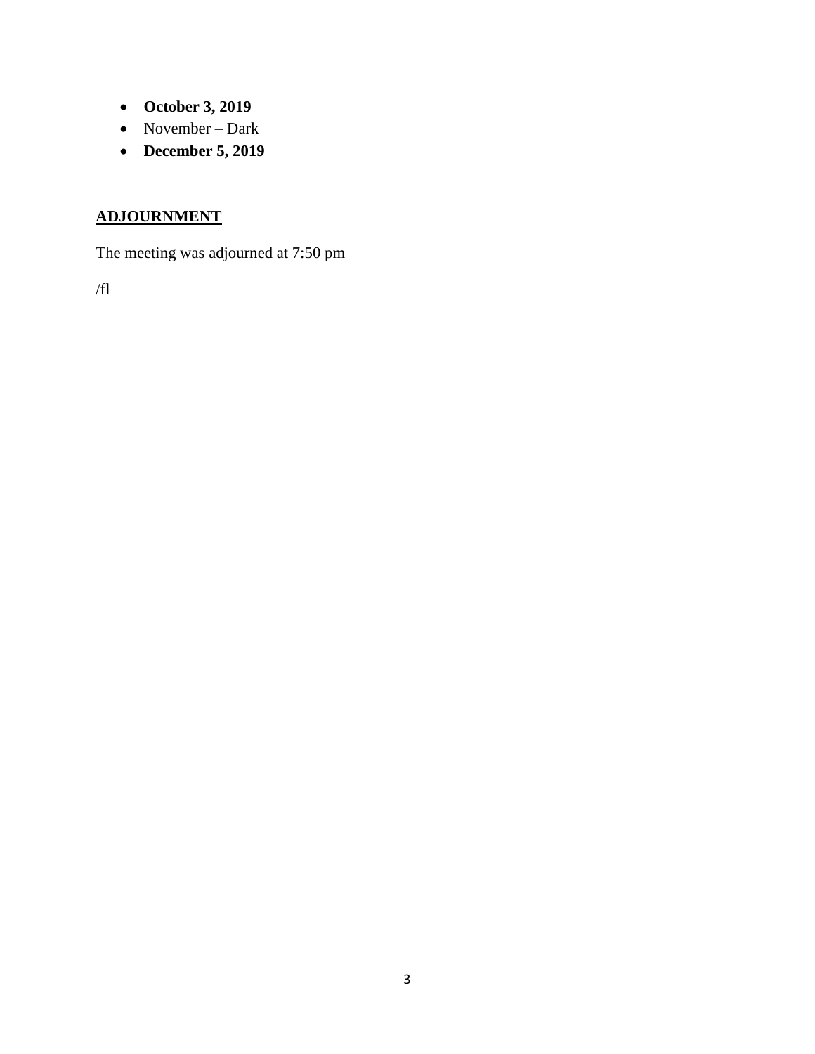- **October 3, 2019**
- November – Dark
- **December 5, 2019**

## ADJOURNMENT

The meeting was adjourned at 7:50 pm

/fl